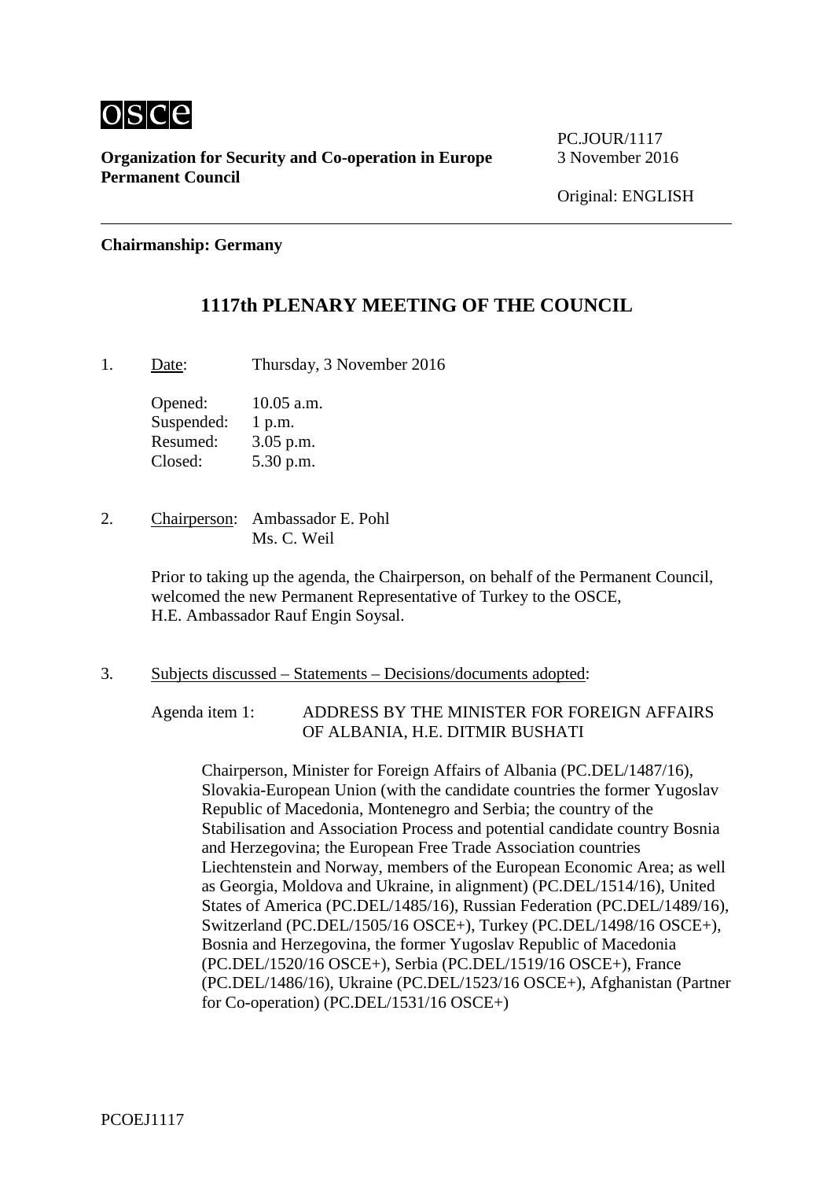osce

**Organization for Security and Co-operation in Europe**
**Permanent Council**

PC.JOUR/1117
3 November 2016

Original: ENGLISH

---

**Chairmanship: Germany**

## 1117th PLENARY MEETING OF THE COUNCIL

1. Date: Thursday, 3 November 2016

   Opened: 10.05 a.m.
   Suspended: 1 p.m.
   Resumed: 3.05 p.m.
   Closed: 5.30 p.m.

2. Chairperson: Ambassador E. Pohl
   Ms. C. Weil

   Prior to taking up the agenda, the Chairperson, on behalf of the Permanent Council, welcomed the new Permanent Representative of Turkey to the OSCE, H.E. Ambassador Rauf Engin Soysal.

3. Subjects discussed – Statements – Decisions/documents adopted:

   Agenda item 1: ADDRESS BY THE MINISTER FOR FOREIGN AFFAIRS OF ALBANIA, H.E. DITMIR BUSHATI

   Chairperson, Minister for Foreign Affairs of Albania (PC.DEL/1487/16), Slovakia-European Union (with the candidate countries the former Yugoslav Republic of Macedonia, Montenegro and Serbia; the country of the Stabilisation and Association Process and potential candidate country Bosnia and Herzegovina; the European Free Trade Association countries Liechtenstein and Norway, members of the European Economic Area; as well as Georgia, Moldova and Ukraine, in alignment) (PC.DEL/1514/16), United States of America (PC.DEL/1485/16), Russian Federation (PC.DEL/1489/16), Switzerland (PC.DEL/1505/16 OSCE+), Turkey (PC.DEL/1498/16 OSCE+), Bosnia and Herzegovina, the former Yugoslav Republic of Macedonia (PC.DEL/1520/16 OSCE+), Serbia (PC.DEL/1519/16 OSCE+), France (PC.DEL/1486/16), Ukraine (PC.DEL/1523/16 OSCE+), Afghanistan (Partner for Co-operation) (PC.DEL/1531/16 OSCE+)

PCOEJ1117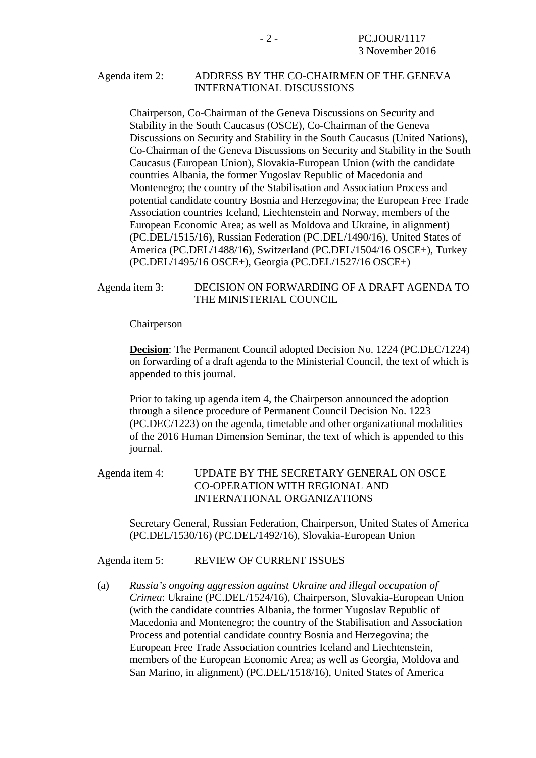Agenda item 2: ADDRESS BY THE CO-CHAIRMEN OF THE GENEVA INTERNATIONAL DISCUSSIONS

Chairperson, Co-Chairman of the Geneva Discussions on Security and Stability in the South Caucasus (OSCE), Co-Chairman of the Geneva Discussions on Security and Stability in the South Caucasus (United Nations), Co-Chairman of the Geneva Discussions on Security and Stability in the South Caucasus (European Union), Slovakia-European Union (with the candidate countries Albania, the former Yugoslav Republic of Macedonia and Montenegro; the country of the Stabilisation and Association Process and potential candidate country Bosnia and Herzegovina; the European Free Trade Association countries Iceland, Liechtenstein and Norway, members of the European Economic Area; as well as Moldova and Ukraine, in alignment) (PC.DEL/1515/16), Russian Federation (PC.DEL/1490/16), United States of America (PC.DEL/1488/16), Switzerland (PC.DEL/1504/16 OSCE+), Turkey (PC.DEL/1495/16 OSCE+), Georgia (PC.DEL/1527/16 OSCE+)

Agenda item 3: DECISION ON FORWARDING OF A DRAFT AGENDA TO THE MINISTERIAL COUNCIL

Chairperson

**Decision**: The Permanent Council adopted Decision No. 1224 (PC.DEC/1224) on forwarding of a draft agenda to the Ministerial Council, the text of which is appended to this journal.

Prior to taking up agenda item 4, the Chairperson announced the adoption through a silence procedure of Permanent Council Decision No. 1223 (PC.DEC/1223) on the agenda, timetable and other organizational modalities of the 2016 Human Dimension Seminar, the text of which is appended to this journal.

Agenda item 4: UPDATE BY THE SECRETARY GENERAL ON OSCE CO-OPERATION WITH REGIONAL AND INTERNATIONAL ORGANIZATIONS

Secretary General, Russian Federation, Chairperson, United States of America (PC.DEL/1530/16) (PC.DEL/1492/16), Slovakia-European Union

Agenda item 5: REVIEW OF CURRENT ISSUES

(a) *Russia's ongoing aggression against Ukraine and illegal occupation of Crimea*: Ukraine (PC.DEL/1524/16), Chairperson, Slovakia-European Union (with the candidate countries Albania, the former Yugoslav Republic of Macedonia and Montenegro; the country of the Stabilisation and Association Process and potential candidate country Bosnia and Herzegovina; the European Free Trade Association countries Iceland and Liechtenstein, members of the European Economic Area; as well as Georgia, Moldova and San Marino, in alignment) (PC.DEL/1518/16), United States of America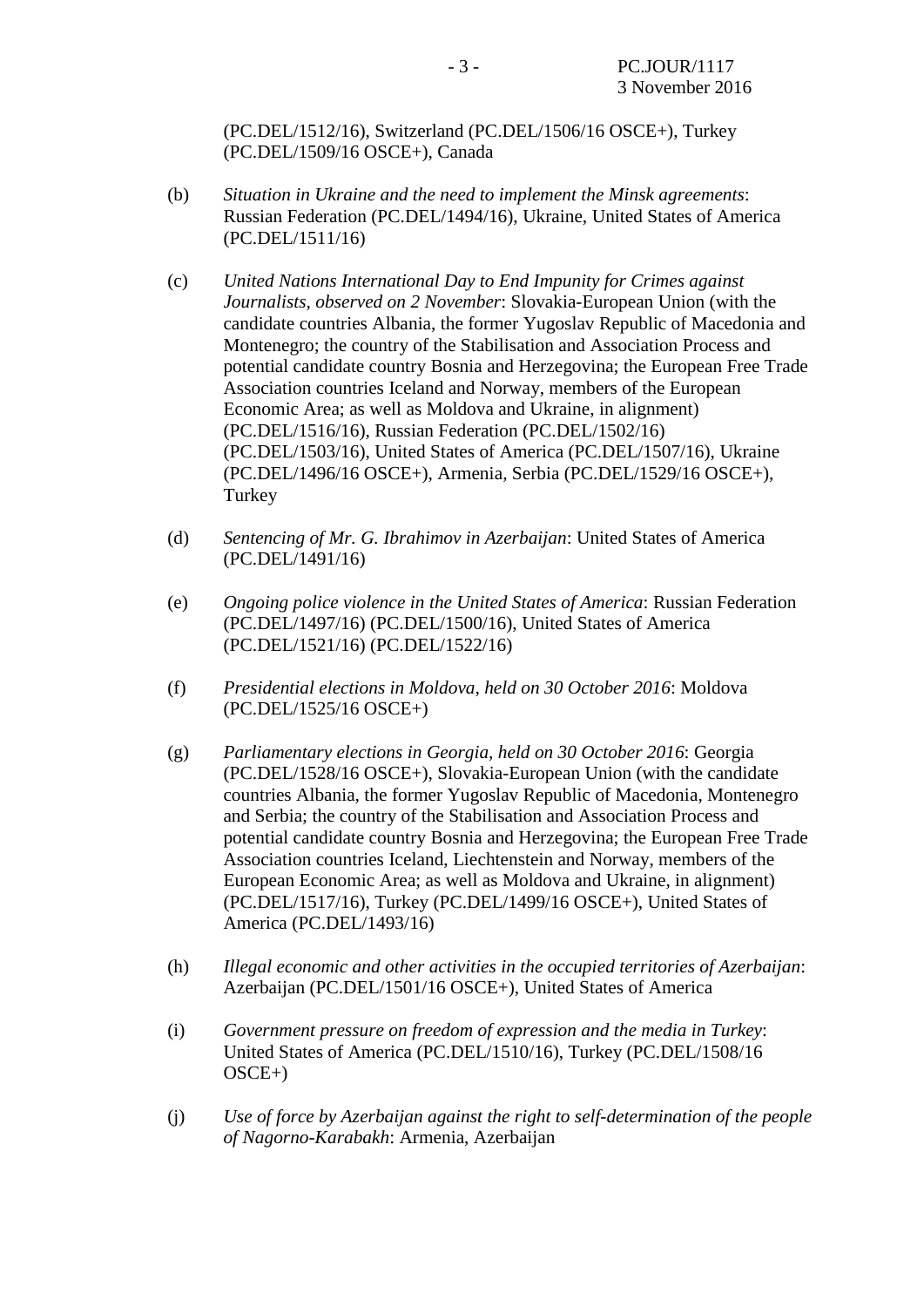(PC.DEL/1512/16), Switzerland (PC.DEL/1506/16 OSCE+), Turkey (PC.DEL/1509/16 OSCE+), Canada

(b) *Situation in Ukraine and the need to implement the Minsk agreements*: Russian Federation (PC.DEL/1494/16), Ukraine, United States of America (PC.DEL/1511/16)

(c) *United Nations International Day to End Impunity for Crimes against Journalists, observed on 2 November*: Slovakia-European Union (with the candidate countries Albania, the former Yugoslav Republic of Macedonia and Montenegro; the country of the Stabilisation and Association Process and potential candidate country Bosnia and Herzegovina; the European Free Trade Association countries Iceland and Norway, members of the European Economic Area; as well as Moldova and Ukraine, in alignment) (PC.DEL/1516/16), Russian Federation (PC.DEL/1502/16) (PC.DEL/1503/16), United States of America (PC.DEL/1507/16), Ukraine (PC.DEL/1496/16 OSCE+), Armenia, Serbia (PC.DEL/1529/16 OSCE+), Turkey

(d) *Sentencing of Mr. G. Ibrahimov in Azerbaijan*: United States of America (PC.DEL/1491/16)

(e) *Ongoing police violence in the United States of America*: Russian Federation (PC.DEL/1497/16) (PC.DEL/1500/16), United States of America (PC.DEL/1521/16) (PC.DEL/1522/16)

(f) *Presidential elections in Moldova, held on 30 October 2016*: Moldova (PC.DEL/1525/16 OSCE+)

(g) *Parliamentary elections in Georgia, held on 30 October 2016*: Georgia (PC.DEL/1528/16 OSCE+), Slovakia-European Union (with the candidate countries Albania, the former Yugoslav Republic of Macedonia, Montenegro and Serbia; the country of the Stabilisation and Association Process and potential candidate country Bosnia and Herzegovina; the European Free Trade Association countries Iceland, Liechtenstein and Norway, members of the European Economic Area; as well as Moldova and Ukraine, in alignment) (PC.DEL/1517/16), Turkey (PC.DEL/1499/16 OSCE+), United States of America (PC.DEL/1493/16)

(h) *Illegal economic and other activities in the occupied territories of Azerbaijan*: Azerbaijan (PC.DEL/1501/16 OSCE+), United States of America

(i) *Government pressure on freedom of expression and the media in Turkey*: United States of America (PC.DEL/1510/16), Turkey (PC.DEL/1508/16 OSCE+)

(j) *Use of force by Azerbaijan against the right to self-determination of the people of Nagorno-Karabakh*: Armenia, Azerbaijan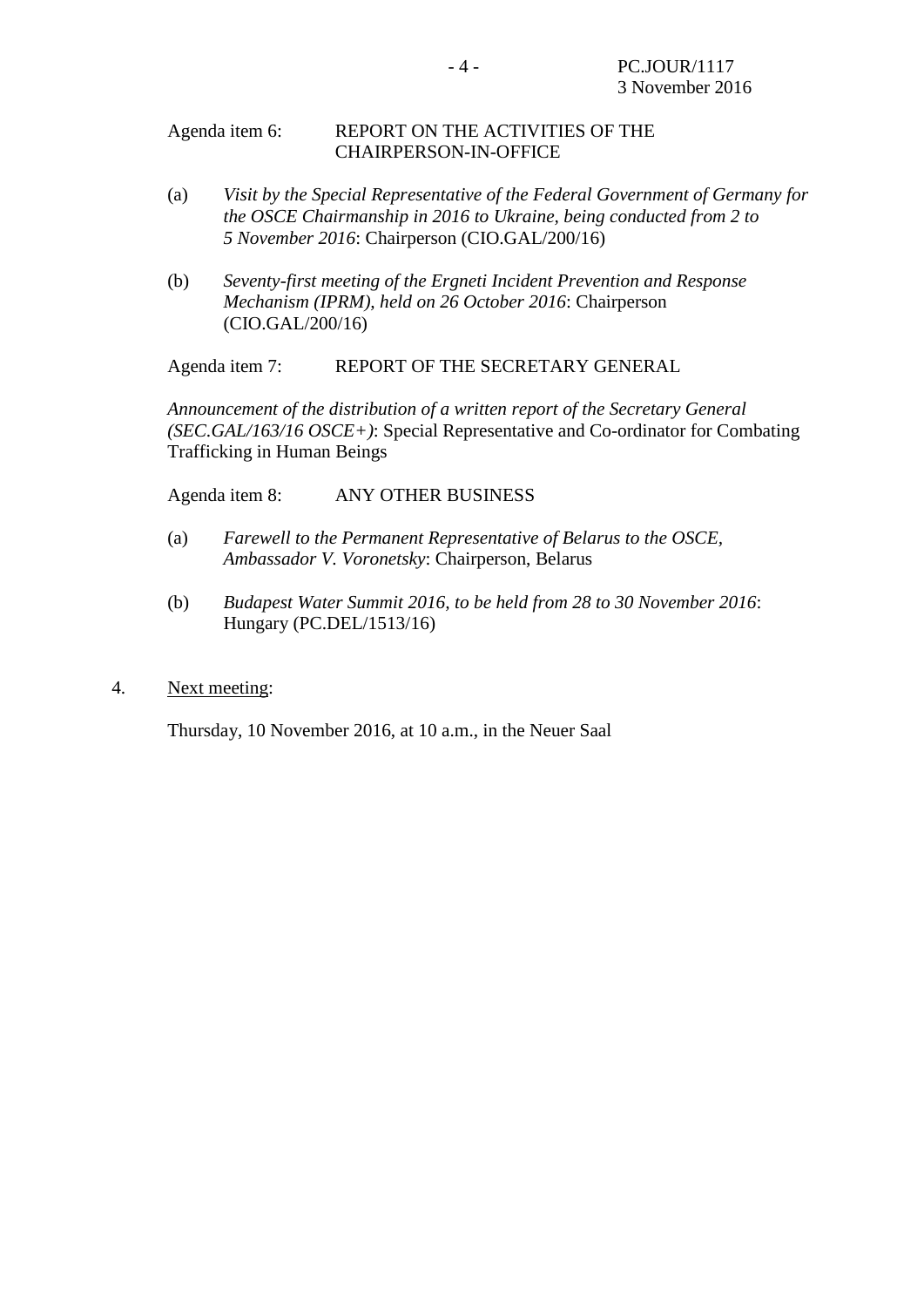Agenda item 6: REPORT ON THE ACTIVITIES OF THE CHAIRPERSON-IN-OFFICE

(a) *Visit by the Special Representative of the Federal Government of Germany for the OSCE Chairmanship in 2016 to Ukraine, being conducted from 2 to 5 November 2016*: Chairperson (CIO.GAL/200/16)

(b) *Seventy-first meeting of the Ergneti Incident Prevention and Response Mechanism (IPRM), held on 26 October 2016*: Chairperson (CIO.GAL/200/16)

Agenda item 7: REPORT OF THE SECRETARY GENERAL

*Announcement of the distribution of a written report of the Secretary General (SEC.GAL/163/16 OSCE+)*: Special Representative and Co-ordinator for Combating Trafficking in Human Beings

Agenda item 8: ANY OTHER BUSINESS

(a) *Farewell to the Permanent Representative of Belarus to the OSCE, Ambassador V. Voronetsky*: Chairperson, Belarus

(b) *Budapest Water Summit 2016, to be held from 28 to 30 November 2016*: Hungary (PC.DEL/1513/16)

4. Next meeting:

Thursday, 10 November 2016, at 10 a.m., in the Neuer Saal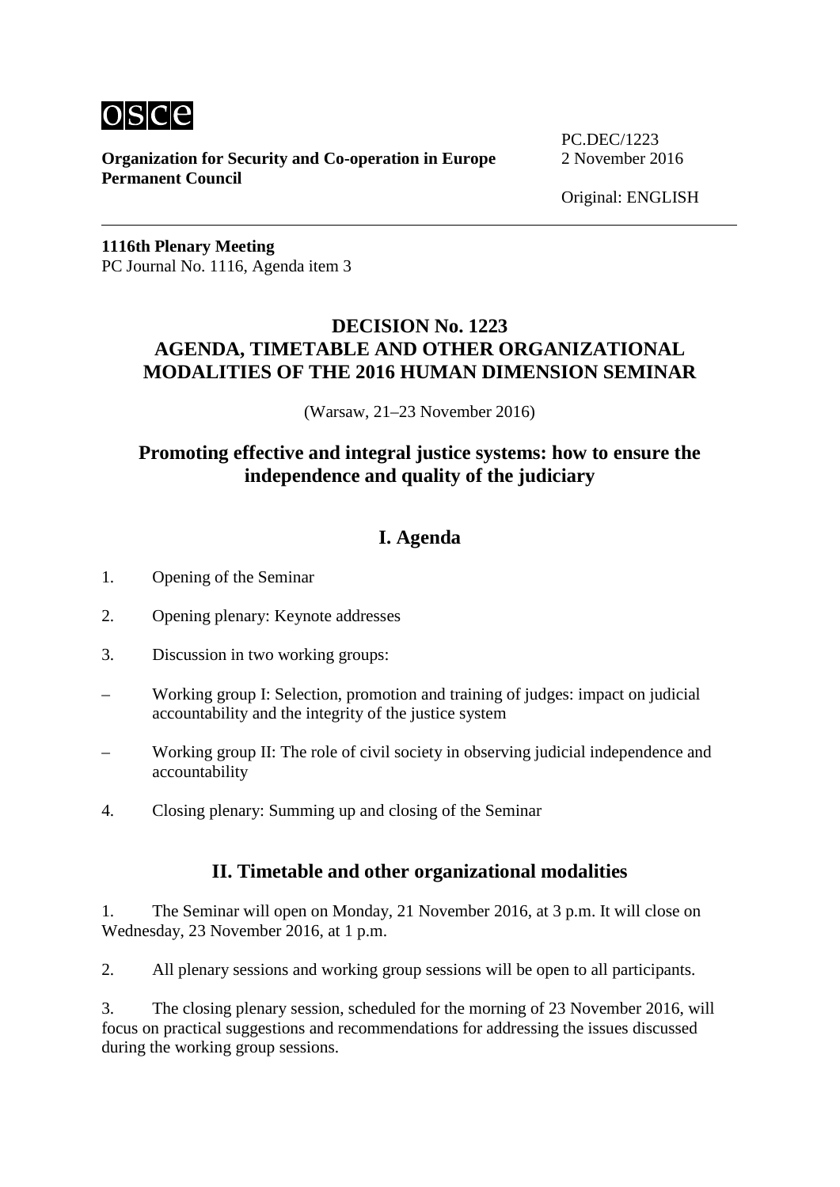PC.DEC/1223
2 November 2016

Original: ENGLISH

**Organization for Security and Co-operation in Europe**
**Permanent Council**

---

**1116th Plenary Meeting**
PC Journal No. 1116, Agenda item 3

# DECISION No. 1223
# AGENDA, TIMETABLE AND OTHER ORGANIZATIONAL MODALITIES OF THE 2016 HUMAN DIMENSION SEMINAR

(Warsaw, 21–23 November 2016)

## Promoting effective and integral justice systems: how to ensure the independence and quality of the judiciary

## I. Agenda

1. Opening of the Seminar

2. Opening plenary: Keynote addresses

3. Discussion in two working groups:

– Working group I: Selection, promotion and training of judges: impact on judicial accountability and the integrity of the justice system

– Working group II: The role of civil society in observing judicial independence and accountability

4. Closing plenary: Summing up and closing of the Seminar

## II. Timetable and other organizational modalities

1. The Seminar will open on Monday, 21 November 2016, at 3 p.m. It will close on Wednesday, 23 November 2016, at 1 p.m.

2. All plenary sessions and working group sessions will be open to all participants.

3. The closing plenary session, scheduled for the morning of 23 November 2016, will focus on practical suggestions and recommendations for addressing the issues discussed during the working group sessions.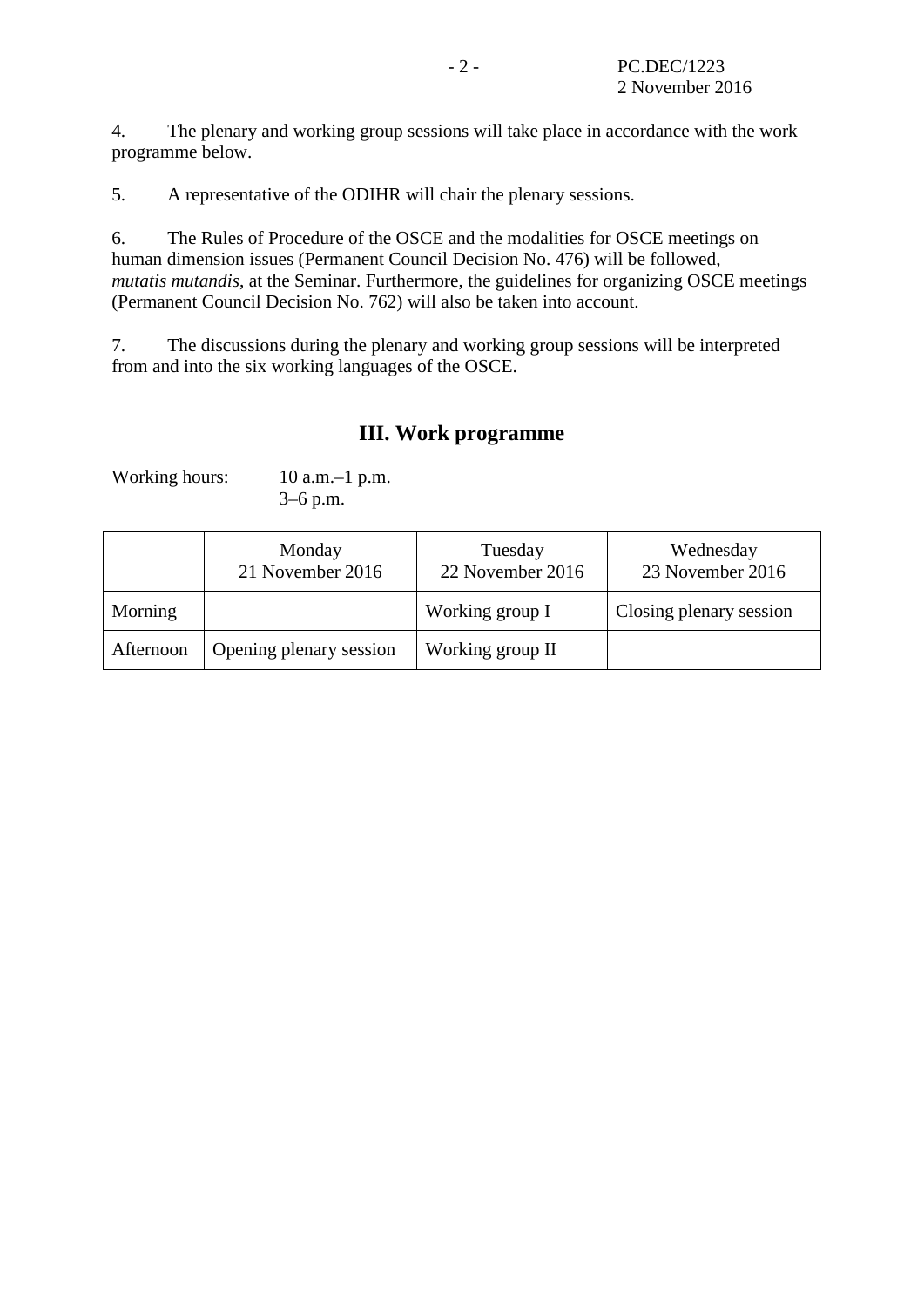4. The plenary and working group sessions will take place in accordance with the work programme below.

5. A representative of the ODIHR will chair the plenary sessions.

6. The Rules of Procedure of the OSCE and the modalities for OSCE meetings on human dimension issues (Permanent Council Decision No. 476) will be followed, *mutatis mutandis*, at the Seminar. Furthermore, the guidelines for organizing OSCE meetings (Permanent Council Decision No. 762) will also be taken into account.

7. The discussions during the plenary and working group sessions will be interpreted from and into the six working languages of the OSCE.

## III. Work programme

Working hours: 10 a.m.–1 p.m.
3–6 p.m.

| | Monday 21 November 2016 | Tuesday 22 November 2016 | Wednesday 23 November 2016 |
|---|---|---|---|
| Morning | | Working group I | Closing plenary session |
| Afternoon | Opening plenary session | Working group II | |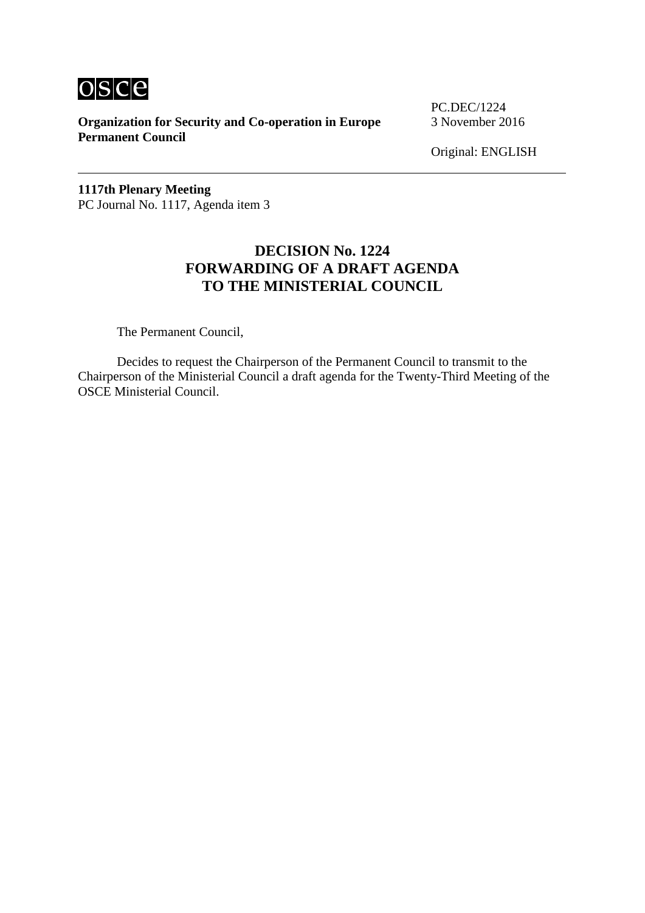osce

**Organization for Security and Co-operation in Europe**
**Permanent Council**

PC.DEC/1224
3 November 2016

Original: ENGLISH

---

**1117th Plenary Meeting**
PC Journal No. 1117, Agenda item 3

## DECISION No. 1224
## FORWARDING OF A DRAFT AGENDA
## TO THE MINISTERIAL COUNCIL

The Permanent Council,

Decides to request the Chairperson of the Permanent Council to transmit to the Chairperson of the Ministerial Council a draft agenda for the Twenty-Third Meeting of the OSCE Ministerial Council.